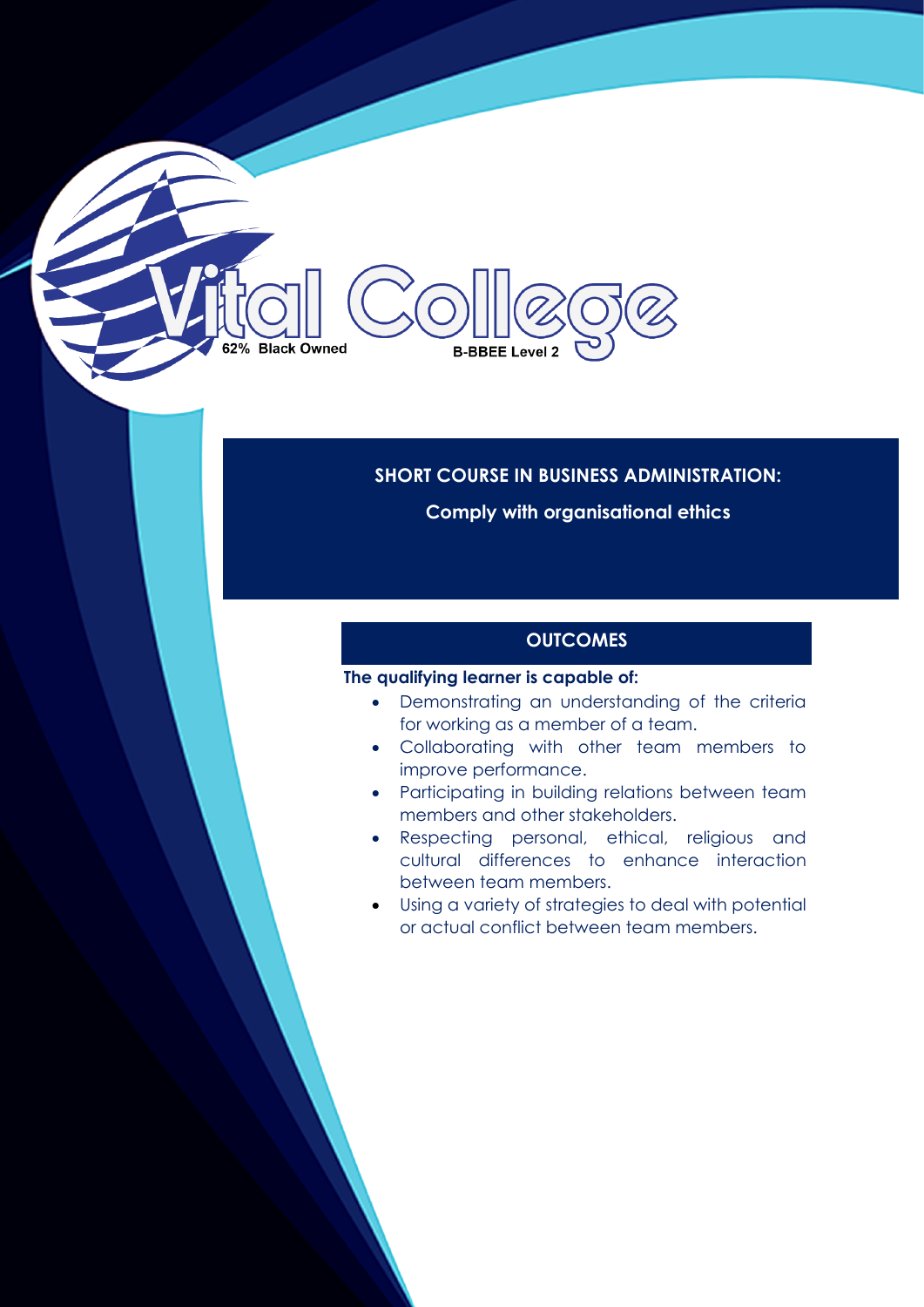Vital College

62% Black Owned

B-BBEE Level 2

# SHORT COURSE IN BUSINESS ADMINISTRATION:

## Comply with organisational ethics

### OUTCOMES

**The qualifying learner is capable of:**

- Demonstrating an understanding of the criteria for working as a member of a team.
- Collaborating with other team members to improve performance.
- Participating in building relations between team members and other stakeholders.
- Respecting personal, ethical, religious and cultural differences to enhance interaction between team members.
- Using a variety of strategies to deal with potential or actual conflict between team members.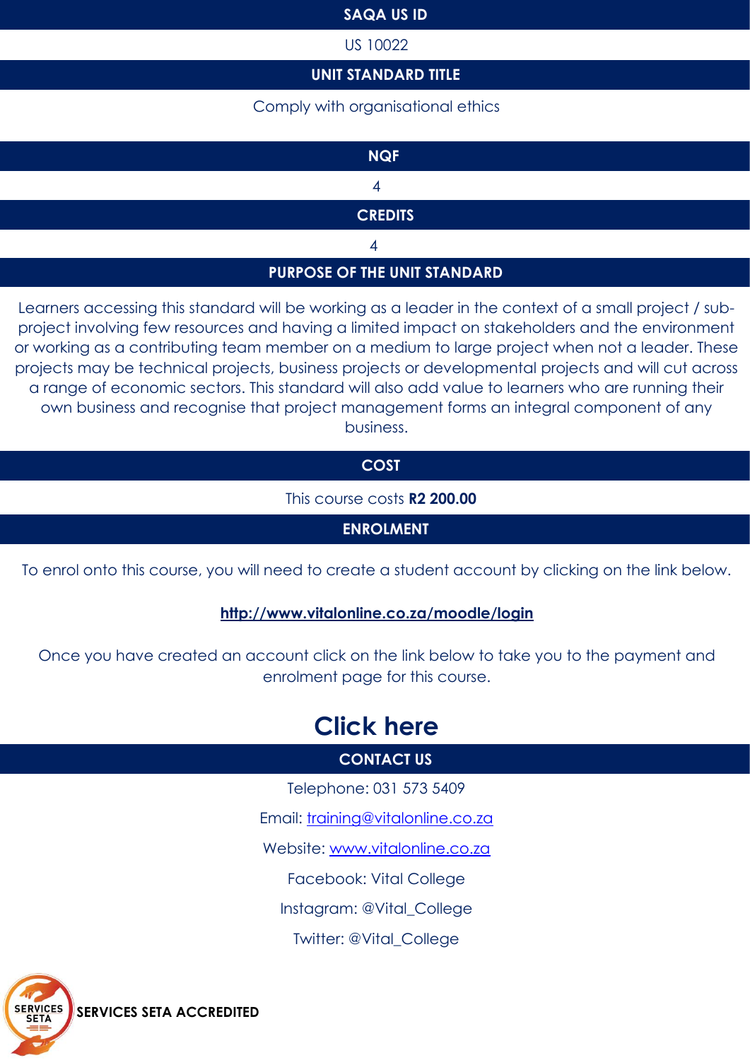## SAQA US ID

US 10022

## UNIT STANDARD TITLE

Comply with organisational ethics

## NQF

4

## CREDITS

4

## PURPOSE OF THE UNIT STANDARD

Learners accessing this standard will be working as a leader in the context of a small project / sub-project involving few resources and having a limited impact on stakeholders and the environment or working as a contributing team member on a medium to large project when not a leader. These projects may be technical projects, business projects or developmental projects and will cut across a range of economic sectors. This standard will also add value to learners who are running their own business and recognise that project management forms an integral component of any business.

## COST

This course costs **R2 200.00**

## ENROLMENT

To enrol onto this course, you will need to create a student account by clicking on the link below.

**http://www.vitalonline.co.za/moodle/login**

Once you have created an account click on the link below to take you to the payment and enrolment page for this course.

# Click here

## CONTACT US

Telephone: 031 573 5409

Email: training@vitalonline.co.za

Website: www.vitalonline.co.za

Facebook: Vital College

Instagram: @Vital_College

Twitter: @Vital_College

**SERVICES SETA ACCREDITED**